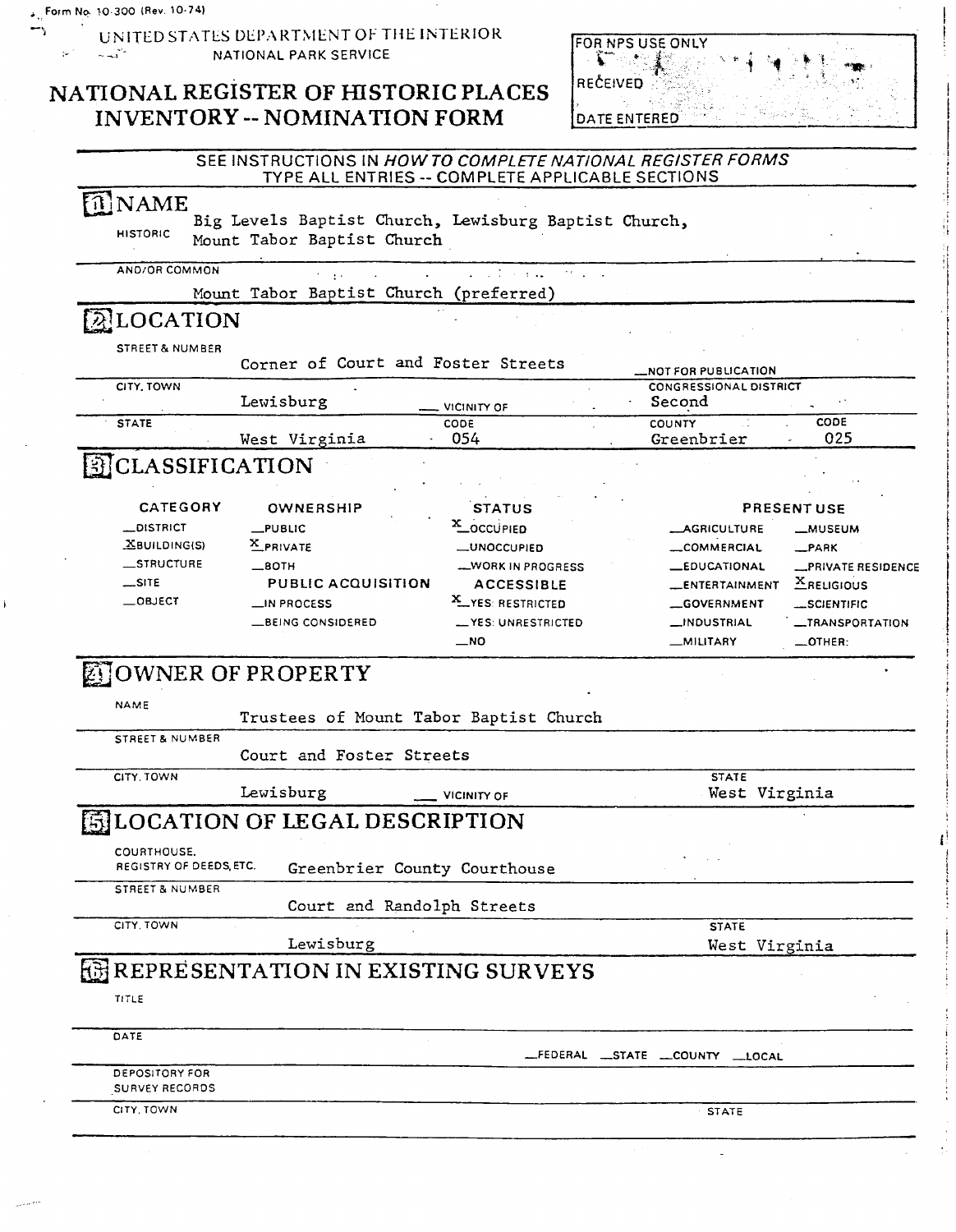Form No. 10-300 (Rev. 10-74)

UNITED STATES DEPARTMENT OF THE INTERIOR
NATIONAL PARK SERVICE

# NATIONAL REGISTER OF HISTORIC PLACES INVENTORY -- NOMINATION FORM

| FOR NPS USE ONLY |
|---|
| RECEIVED |
| DATE ENTERED |

SEE INSTRUCTIONS IN *HOW TO COMPLETE NATIONAL REGISTER FORMS*
TYPE ALL ENTRIES -- COMPLETE APPLICABLE SECTIONS

## 1 NAME

HISTORIC: Big Levels Baptist Church, Lewisburg Baptist Church, Mount Tabor Baptist Church

AND/OR COMMON: Mount Tabor Baptist Church (preferred)

## 2 LOCATION

STREET & NUMBER: Corner of Court and Foster Streets — __NOT FOR PUBLICATION

CITY, TOWN: Lewisburg — __ VICINITY OF — CONGRESSIONAL DISTRICT: Second

STATE: West Virginia — CODE: 054 — COUNTY: Greenbrier — CODE: 025

## 3 CLASSIFICATION

| CATEGORY | OWNERSHIP | STATUS | PRESENT USE | |
|---|---|---|---|---|
| __DISTRICT | __PUBLIC | X OCCUPIED | __AGRICULTURE | __MUSEUM |
| X BUILDING(S) | X PRIVATE | __UNOCCUPIED | __COMMERCIAL | __PARK |
| __STRUCTURE | __BOTH | __WORK IN PROGRESS | __EDUCATIONAL | __PRIVATE RESIDENCE |
| __SITE | **PUBLIC ACQUISITION** | **ACCESSIBLE** | __ENTERTAINMENT | X RELIGIOUS |
| __OBJECT | __IN PROCESS | X YES: RESTRICTED | __GOVERNMENT | __SCIENTIFIC |
| | __BEING CONSIDERED | __YES: UNRESTRICTED | __INDUSTRIAL | __TRANSPORTATION |
| | | __NO | __MILITARY | __OTHER: |

## 4 OWNER OF PROPERTY

NAME: Trustees of Mount Tabor Baptist Church

STREET & NUMBER: Court and Foster Streets

CITY, TOWN: Lewisburg — __ VICINITY OF — STATE: West Virginia

## 5 LOCATION OF LEGAL DESCRIPTION

COURTHOUSE, REGISTRY OF DEEDS, ETC.: Greenbrier County Courthouse

STREET & NUMBER: Court and Randolph Streets

CITY, TOWN: Lewisburg — STATE: West Virginia

## 6 REPRESENTATION IN EXISTING SURVEYS

TITLE:

DATE: — __FEDERAL __STATE __COUNTY __LOCAL

DEPOSITORY FOR SURVEY RECORDS:

CITY, TOWN: — STATE: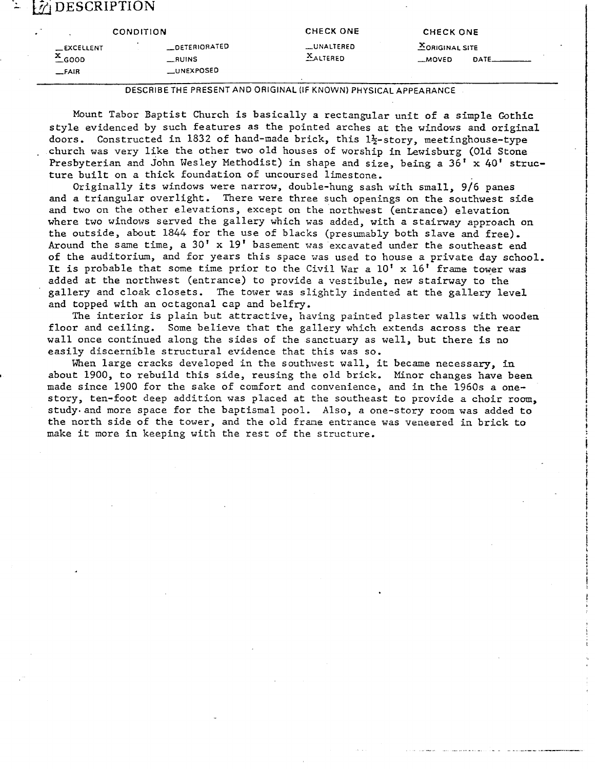# 7 DESCRIPTION

| CONDITION | | CHECK ONE | CHECK ONE |
|---|---|---|---|
| __EXCELLENT | __DETERIORATED | __UNALTERED | X ORIGINAL SITE |
| X GOOD | __RUINS | X ALTERED | __MOVED DATE______ |
| __FAIR | __UNEXPOSED | | |

DESCRIBE THE PRESENT AND ORIGINAL (IF KNOWN) PHYSICAL APPEARANCE

Mount Tabor Baptist Church is basically a rectangular unit of a simple Gothic style evidenced by such features as the pointed arches at the windows and original doors. Constructed in 1832 of hand-made brick, this 1½-story, meetinghouse-type church was very like the other two old houses of worship in Lewisburg (Old Stone Presbyterian and John Wesley Methodist) in shape and size, being a 36' x 40' structure built on a thick foundation of uncoursed limestone.

Originally its windows were narrow, double-hung sash with small, 9/6 panes and a triangular overlight. There were three such openings on the southwest side and two on the other elevations, except on the northwest (entrance) elevation where two windows served the gallery which was added, with a stairway approach on the outside, about 1844 for the use of blacks (presumably both slave and free). Around the same time, a 30' x 19' basement was excavated under the southeast end of the auditorium, and for years this space was used to house a private day school. It is probable that some time prior to the Civil War a 10' x 16' frame tower was added at the northwest (entrance) to provide a vestibule, new stairway to the gallery and cloak closets. The tower was slightly indented at the gallery level and topped with an octagonal cap and belfry.

The interior is plain but attractive, having painted plaster walls with wooden floor and ceiling. Some believe that the gallery which extends across the rear wall once continued along the sides of the sanctuary as well, but there is no easily discernible structural evidence that this was so.

When large cracks developed in the southwest wall, it became necessary, in about 1900, to rebuild this side, reusing the old brick. Minor changes have been made since 1900 for the sake of comfort and convenience, and in the 1960s a one-story, ten-foot deep addition was placed at the southeast to provide a choir room, study and more space for the baptismal pool. Also, a one-story room was added to the north side of the tower, and the old frame entrance was veneered in brick to make it more in keeping with the rest of the structure.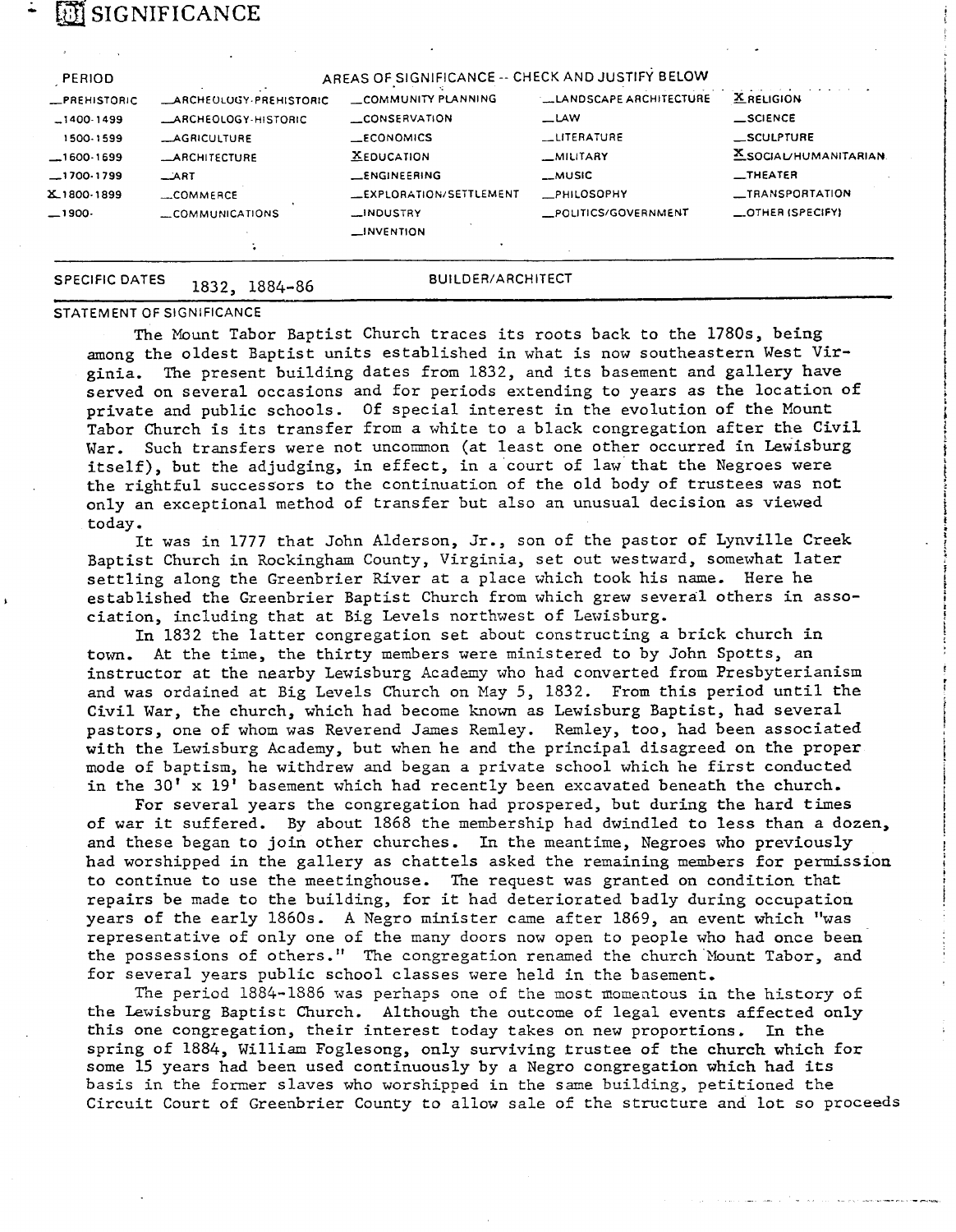# 8 SIGNIFICANCE

| PERIOD | AREAS OF SIGNIFICANCE -- CHECK AND JUSTIFY BELOW | | | |
|---|---|---|---|---|
| _PREHISTORIC | _ARCHEOLOGY-PREHISTORIC | _COMMUNITY PLANNING | _LANDSCAPE ARCHITECTURE | X RELIGION |
| _1400-1499 | _ARCHEOLOGY-HISTORIC | _CONSERVATION | _LAW | _SCIENCE |
| 1500-1599 | _AGRICULTURE | _ECONOMICS | _LITERATURE | _SCULPTURE |
| _1600-1699 | _ARCHITECTURE | X EDUCATION | _MILITARY | X SOCIAL/HUMANITARIAN |
| _1700-1799 | _ART | _ENGINEERING | _MUSIC | _THEATER |
| X 1800-1899 | _COMMERCE | _EXPLORATION/SETTLEMENT | _PHILOSOPHY | _TRANSPORTATION |
| _1900- | _COMMUNICATIONS | _INDUSTRY | _POLITICS/GOVERNMENT | _OTHER (SPECIFY) |
| | | _INVENTION | | |

SPECIFIC DATES 1832, 1884-86 BUILDER/ARCHITECT

STATEMENT OF SIGNIFICANCE

The Mount Tabor Baptist Church traces its roots back to the 1780s, being among the oldest Baptist units established in what is now southeastern West Virginia. The present building dates from 1832, and its basement and gallery have served on several occasions and for periods extending to years as the location of private and public schools. Of special interest in the evolution of the Mount Tabor Church is its transfer from a white to a black congregation after the Civil War. Such transfers were not uncommon (at least one other occurred in Lewisburg itself), but the adjudging, in effect, in a court of law that the Negroes were the rightful successors to the continuation of the old body of trustees was not only an exceptional method of transfer but also an unusual decision as viewed today.

It was in 1777 that John Alderson, Jr., son of the pastor of Lynville Creek Baptist Church in Rockingham County, Virginia, set out westward, somewhat later settling along the Greenbrier River at a place which took his name. Here he established the Greenbrier Baptist Church from which grew several others in association, including that at Big Levels northwest of Lewisburg.

In 1832 the latter congregation set about constructing a brick church in town. At the time, the thirty members were ministered to by John Spotts, an instructor at the nearby Lewisburg Academy who had converted from Presbyterianism and was ordained at Big Levels Church on May 5, 1832. From this period until the Civil War, the church, which had become known as Lewisburg Baptist, had several pastors, one of whom was Reverend James Remley. Remley, too, had been associated with the Lewisburg Academy, but when he and the principal disagreed on the proper mode of baptism, he withdrew and began a private school which he first conducted in the 30' x 19' basement which had recently been excavated beneath the church.

For several years the congregation had prospered, but during the hard times of war it suffered. By about 1868 the membership had dwindled to less than a dozen, and these began to join other churches. In the meantime, Negroes who previously had worshipped in the gallery as chattels asked the remaining members for permission to continue to use the meetinghouse. The request was granted on condition that repairs be made to the building, for it had deteriorated badly during occupation years of the early 1860s. A Negro minister came after 1869, an event which "was representative of only one of the many doors now open to people who had once been the possessions of others." The congregation renamed the church Mount Tabor, and for several years public school classes were held in the basement.

The period 1884-1886 was perhaps one of the most momentous in the history of the Lewisburg Baptist Church. Although the outcome of legal events affected only this one congregation, their interest today takes on new proportions. In the spring of 1884, William Foglesong, only surviving trustee of the church which for some 15 years had been used continuously by a Negro congregation which had its basis in the former slaves who worshipped in the same building, petitioned the Circuit Court of Greenbrier County to allow sale of the structure and lot so proceeds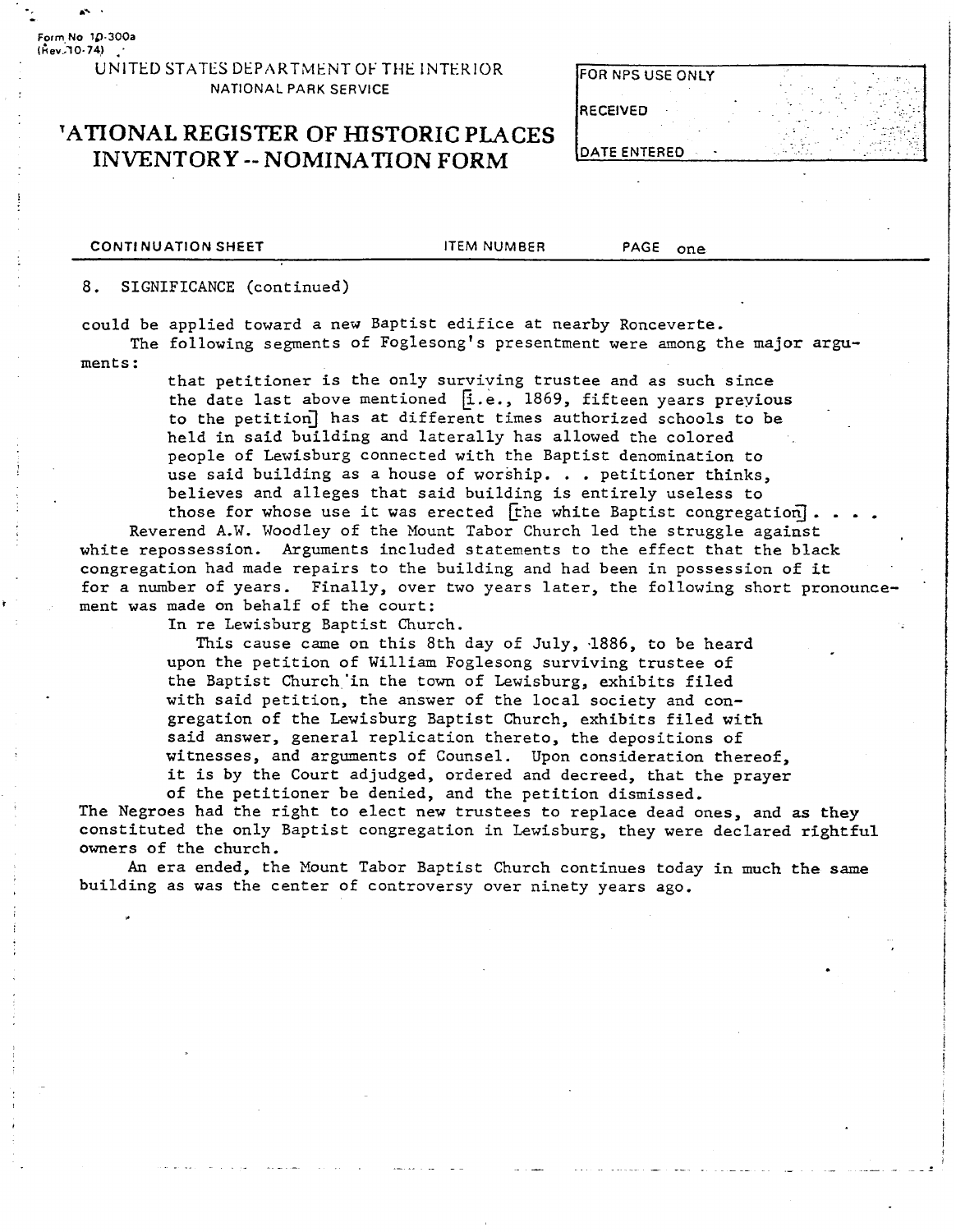UNITED STATES DEPARTMENT OF THE INTERIOR
NATIONAL PARK SERVICE

# NATIONAL REGISTER OF HISTORIC PLACES INVENTORY -- NOMINATION FORM

| FOR NPS USE ONLY |
| --- |
| RECEIVED |
| DATE ENTERED |

CONTINUATION SHEET &nbsp;&nbsp;&nbsp; ITEM NUMBER &nbsp;&nbsp;&nbsp; PAGE one

8. SIGNIFICANCE (continued)

could be applied toward a new Baptist edifice at nearby Ronceverte.

The following segments of Foglesong's presentment were among the major arguments:

> that petitioner is the only surviving trustee and as such since the date last above mentioned [i.e., 1869, fifteen years previous to the petition] has at different times authorized schools to be held in said building and laterally has allowed the colored people of Lewisburg connected with the Baptist denomination to use said building as a house of worship. . . petitioner thinks, believes and alleges that said building is entirely useless to those for whose use it was erected [the white Baptist congregation]. . . .

Reverend A.W. Woodley of the Mount Tabor Church led the struggle against white repossession. Arguments included statements to the effect that the black congregation had made repairs to the building and had been in possession of it for a number of years. Finally, over two years later, the following short pronouncement was made on behalf of the court:

> In re Lewisburg Baptist Church.
>
> This cause came on this 8th day of July, 1886, to be heard upon the petition of William Foglesong surviving trustee of the Baptist Church in the town of Lewisburg, exhibits filed with said petition, the answer of the local society and congregation of the Lewisburg Baptist Church, exhibits filed with said answer, general replication thereto, the depositions of witnesses, and arguments of Counsel. Upon consideration thereof, it is by the Court adjudged, ordered and decreed, that the prayer of the petitioner be denied, and the petition dismissed.

The Negroes had the right to elect new trustees to replace dead ones, and as they constituted the only Baptist congregation in Lewisburg, they were declared rightful owners of the church.

An era ended, the Mount Tabor Baptist Church continues today in much the same building as was the center of controversy over ninety years ago.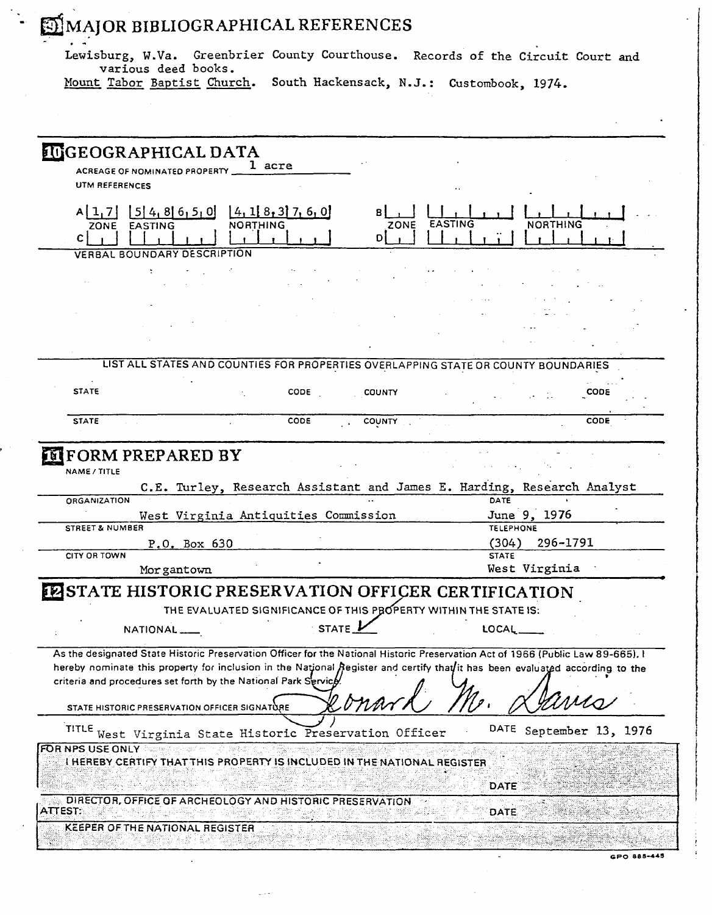## 9 MAJOR BIBLIOGRAPHICAL REFERENCES

Lewisburg, W.Va. Greenbrier County Courthouse. Records of the Circuit Court and various deed books.

Mount Tabor Baptist Church. South Hackensack, N.J.: Custombook, 1974.

## 10 GEOGRAPHICAL DATA

ACREAGE OF NOMINATED PROPERTY 1 acre

UTM REFERENCES

| | ZONE | EASTING | NORTHING |
|---|---|---|---|
| A | 17 | 548650 | 4183760 |
| B | | | |
| C | | | |
| D | | | |

VERBAL BOUNDARY DESCRIPTION

LIST ALL STATES AND COUNTIES FOR PROPERTIES OVERLAPPING STATE OR COUNTY BOUNDARIES

| STATE | CODE | COUNTY | CODE |
|---|---|---|---|
| | | | |
| | | | |

## 11 FORM PREPARED BY

NAME / TITLE
C.E. Turley, Research Assistant and James E. Harding, Research Analyst

ORGANIZATION
West Virginia Antiquities Commission

DATE
June 9, 1976

STREET & NUMBER
P.O. Box 630

TELEPHONE
(304) 296-1791

CITY OR TOWN
Morgantown

STATE
West Virginia

## 12 STATE HISTORIC PRESERVATION OFFICER CERTIFICATION

THE EVALUATED SIGNIFICANCE OF THIS PROPERTY WITHIN THE STATE IS:

NATIONAL ___ STATE ✓ LOCAL ___

As the designated State Historic Preservation Officer for the National Historic Preservation Act of 1966 (Public Law 89-665), I hereby nominate this property for inclusion in the National Register and certify that it has been evaluated according to the criteria and procedures set forth by the National Park Service.

STATE HISTORIC PRESERVATION OFFICER SIGNATURE Leonard M. Davis

TITLE West Virginia State Historic Preservation Officer DATE September 13, 1976

FOR NPS USE ONLY
I HEREBY CERTIFY THAT THIS PROPERTY IS INCLUDED IN THE NATIONAL REGISTER

DATE

DIRECTOR, OFFICE OF ARCHEOLOGY AND HISTORIC PRESERVATION

ATTEST: DATE

KEEPER OF THE NATIONAL REGISTER

GPO 888-445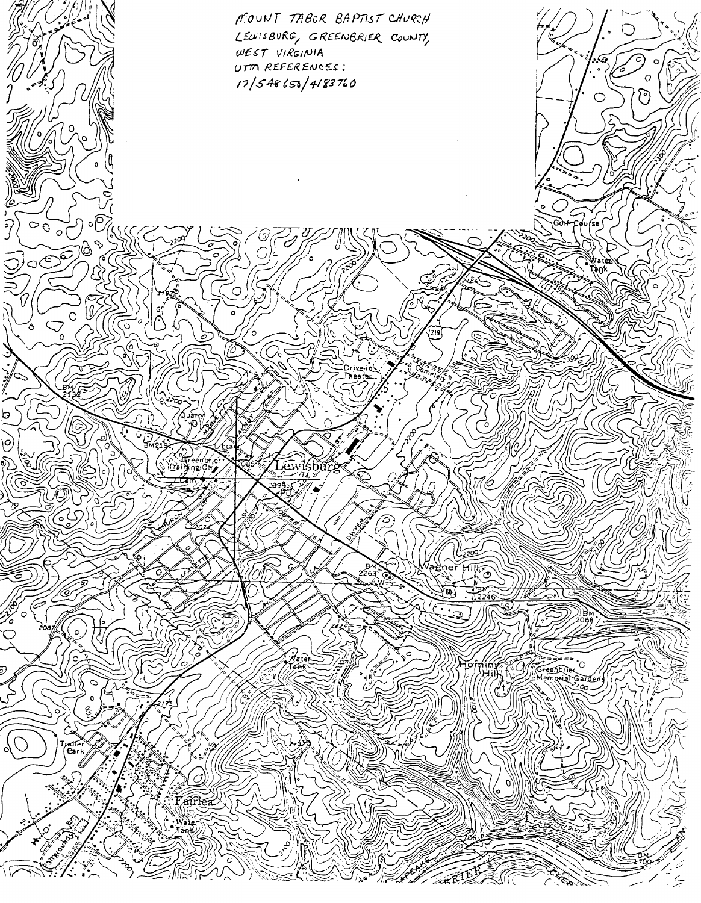MOUNT TABOR BAPTIST CHURCH
LEWISBURG, GREENBRIER COUNTY,
WEST VIRGINIA
UTM REFERENCES:
17/548650/4183760